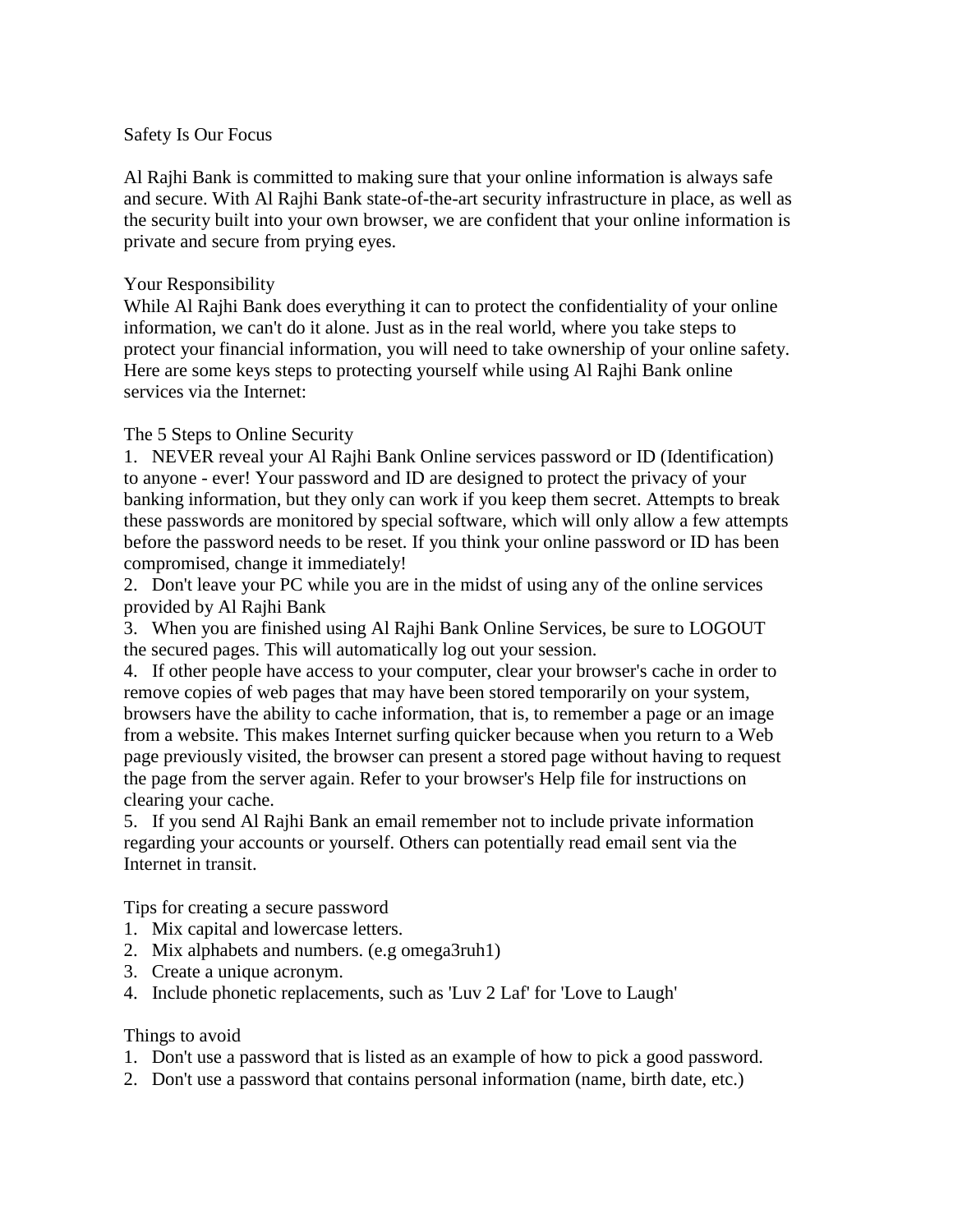## Safety Is Our Focus

Al Rajhi Bank is committed to making sure that your online information is always safe and secure. With Al Rajhi Bank state-of-the-art security infrastructure in place, as well as the security built into your own browser, we are confident that your online information is private and secure from prying eyes.

### Your Responsibility

While Al Rajhi Bank does everything it can to protect the confidentiality of your online information, we can't do it alone. Just as in the real world, where you take steps to protect your financial information, you will need to take ownership of your online safety. Here are some keys steps to protecting yourself while using Al Rajhi Bank online services via the Internet:

### The 5 Steps to Online Security

1. NEVER reveal your Al Rajhi Bank Online services password or ID (Identification) to anyone - ever! Your password and ID are designed to protect the privacy of your banking information, but they only can work if you keep them secret. Attempts to break these passwords are monitored by special software, which will only allow a few attempts before the password needs to be reset. If you think your online password or ID has been compromised, change it immediately!
2. Don't leave your PC while you are in the midst of using any of the online services provided by Al Rajhi Bank
3. When you are finished using Al Rajhi Bank Online Services, be sure to LOGOUT the secured pages. This will automatically log out your session.
4. If other people have access to your computer, clear your browser's cache in order to remove copies of web pages that may have been stored temporarily on your system, browsers have the ability to cache information, that is, to remember a page or an image from a website. This makes Internet surfing quicker because when you return to a Web page previously visited, the browser can present a stored page without having to request the page from the server again. Refer to your browser's Help file for instructions on clearing your cache.
5. If you send Al Rajhi Bank an email remember not to include private information regarding your accounts or yourself. Others can potentially read email sent via the Internet in transit.

### Tips for creating a secure password

1. Mix capital and lowercase letters.
2. Mix alphabets and numbers. (e.g omega3ruh1)
3. Create a unique acronym.
4. Include phonetic replacements, such as 'Luv 2 Laf' for 'Love to Laugh'

### Things to avoid

1. Don't use a password that is listed as an example of how to pick a good password.
2. Don't use a password that contains personal information (name, birth date, etc.)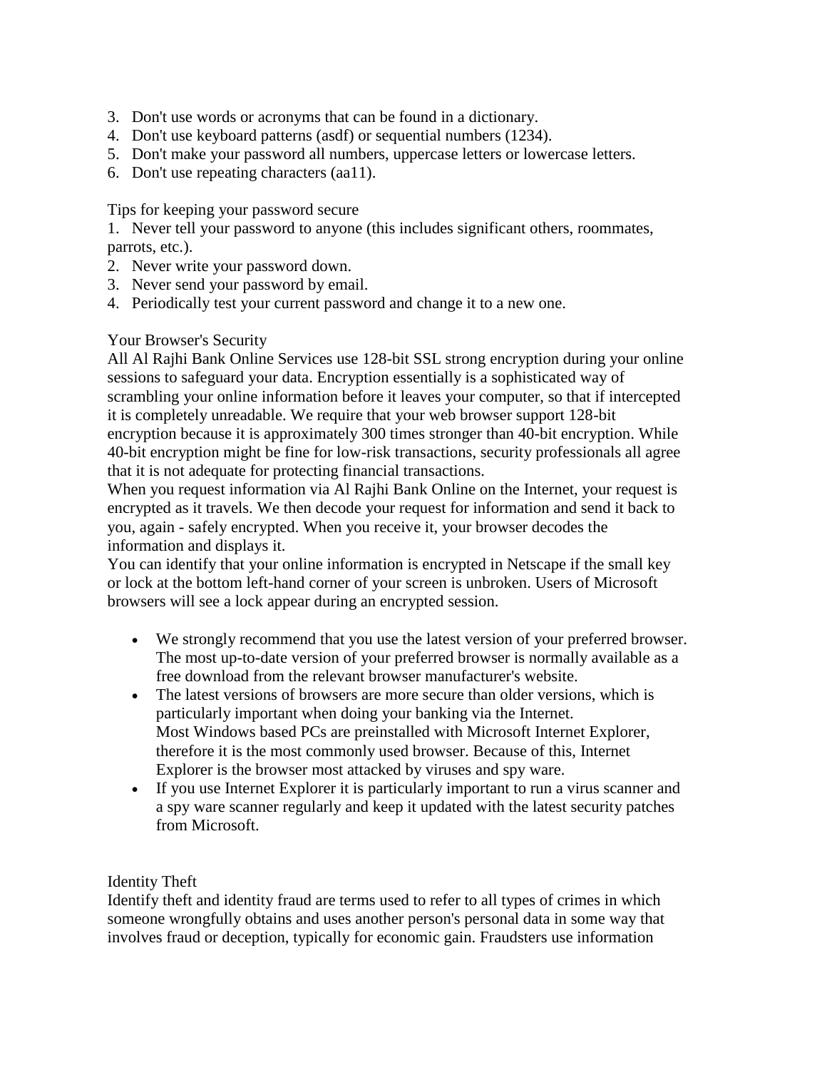3. Don't use words or acronyms that can be found in a dictionary.
4. Don't use keyboard patterns (asdf) or sequential numbers (1234).
5. Don't make your password all numbers, uppercase letters or lowercase letters.
6. Don't use repeating characters (aa11).

Tips for keeping your password secure

1. Never tell your password to anyone (this includes significant others, roommates, parrots, etc.).
2. Never write your password down.
3. Never send your password by email.
4. Periodically test your current password and change it to a new one.

Your Browser's Security

All Al Rajhi Bank Online Services use 128-bit SSL strong encryption during your online sessions to safeguard your data. Encryption essentially is a sophisticated way of scrambling your online information before it leaves your computer, so that if intercepted it is completely unreadable. We require that your web browser support 128-bit encryption because it is approximately 300 times stronger than 40-bit encryption. While 40-bit encryption might be fine for low-risk transactions, security professionals all agree that it is not adequate for protecting financial transactions.

When you request information via Al Rajhi Bank Online on the Internet, your request is encrypted as it travels. We then decode your request for information and send it back to you, again - safely encrypted. When you receive it, your browser decodes the information and displays it.

You can identify that your online information is encrypted in Netscape if the small key or lock at the bottom left-hand corner of your screen is unbroken. Users of Microsoft browsers will see a lock appear during an encrypted session.

- We strongly recommend that you use the latest version of your preferred browser. The most up-to-date version of your preferred browser is normally available as a free download from the relevant browser manufacturer's website.
- The latest versions of browsers are more secure than older versions, which is particularly important when doing your banking via the Internet.
  Most Windows based PCs are preinstalled with Microsoft Internet Explorer, therefore it is the most commonly used browser. Because of this, Internet Explorer is the browser most attacked by viruses and spy ware.
- If you use Internet Explorer it is particularly important to run a virus scanner and a spy ware scanner regularly and keep it updated with the latest security patches from Microsoft.

Identity Theft

Identify theft and identity fraud are terms used to refer to all types of crimes in which someone wrongfully obtains and uses another person's personal data in some way that involves fraud or deception, typically for economic gain. Fraudsters use information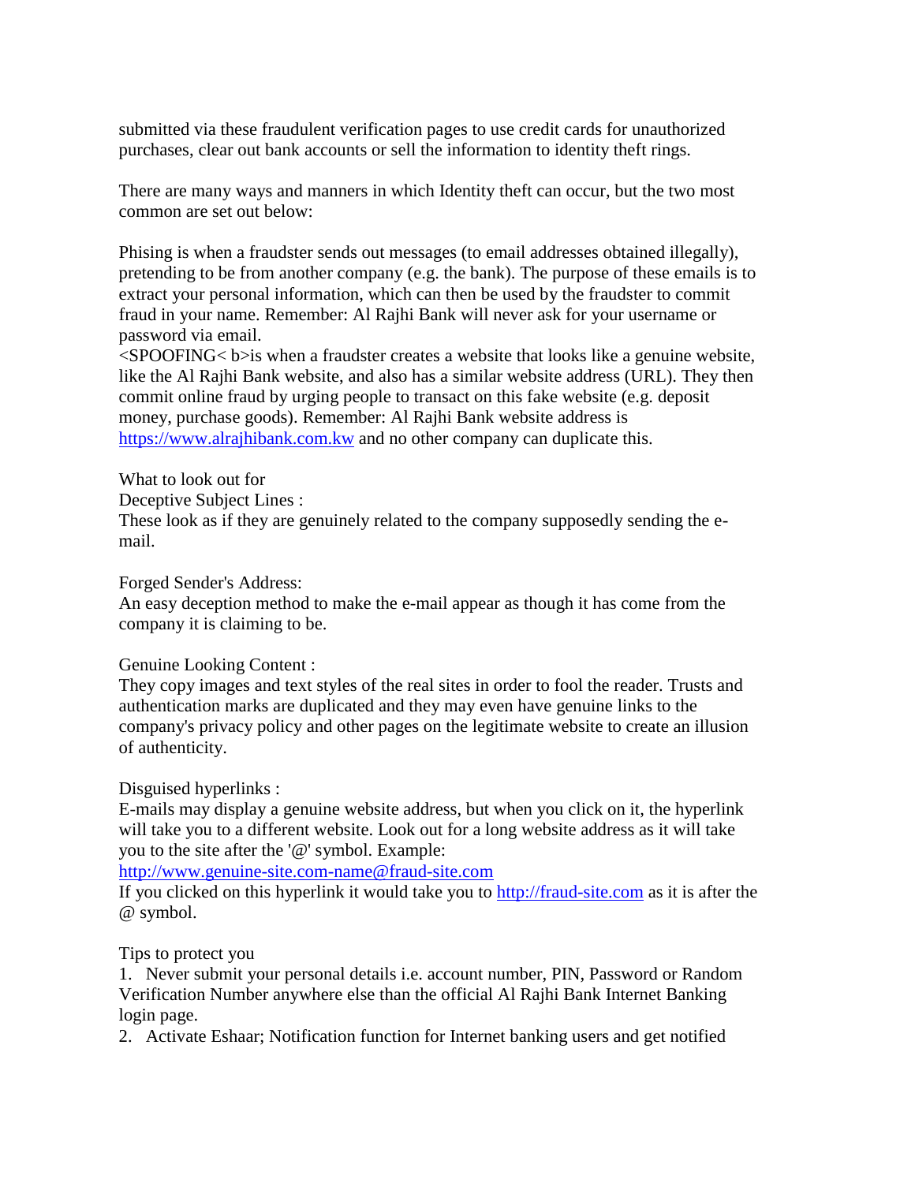submitted via these fraudulent verification pages to use credit cards for unauthorized purchases, clear out bank accounts or sell the information to identity theft rings.

There are many ways and manners in which Identity theft can occur, but the two most common are set out below:

Phising is when a fraudster sends out messages (to email addresses obtained illegally), pretending to be from another company (e.g. the bank). The purpose of these emails is to extract your personal information, which can then be used by the fraudster to commit fraud in your name. Remember: Al Rajhi Bank will never ask for your username or password via email.
<SPOOFING< b>is when a fraudster creates a website that looks like a genuine website, like the Al Rajhi Bank website, and also has a similar website address (URL). They then commit online fraud by urging people to transact on this fake website (e.g. deposit money, purchase goods). Remember: Al Rajhi Bank website address is https://www.alrajhibank.com.kw and no other company can duplicate this.

What to look out for
Deceptive Subject Lines :
These look as if they are genuinely related to the company supposedly sending the e-mail.

Forged Sender's Address:
An easy deception method to make the e-mail appear as though it has come from the company it is claiming to be.

Genuine Looking Content :
They copy images and text styles of the real sites in order to fool the reader. Trusts and authentication marks are duplicated and they may even have genuine links to the company's privacy policy and other pages on the legitimate website to create an illusion of authenticity.

Disguised hyperlinks :
E-mails may display a genuine website address, but when you click on it, the hyperlink will take you to a different website. Look out for a long website address as it will take you to the site after the '@' symbol. Example:
http://www.genuine-site.com-name@fraud-site.com
If you clicked on this hyperlink it would take you to http://fraud-site.com as it is after the @ symbol.

Tips to protect you
1. Never submit your personal details i.e. account number, PIN, Password or Random Verification Number anywhere else than the official Al Rajhi Bank Internet Banking login page.
2. Activate Eshaar; Notification function for Internet banking users and get notified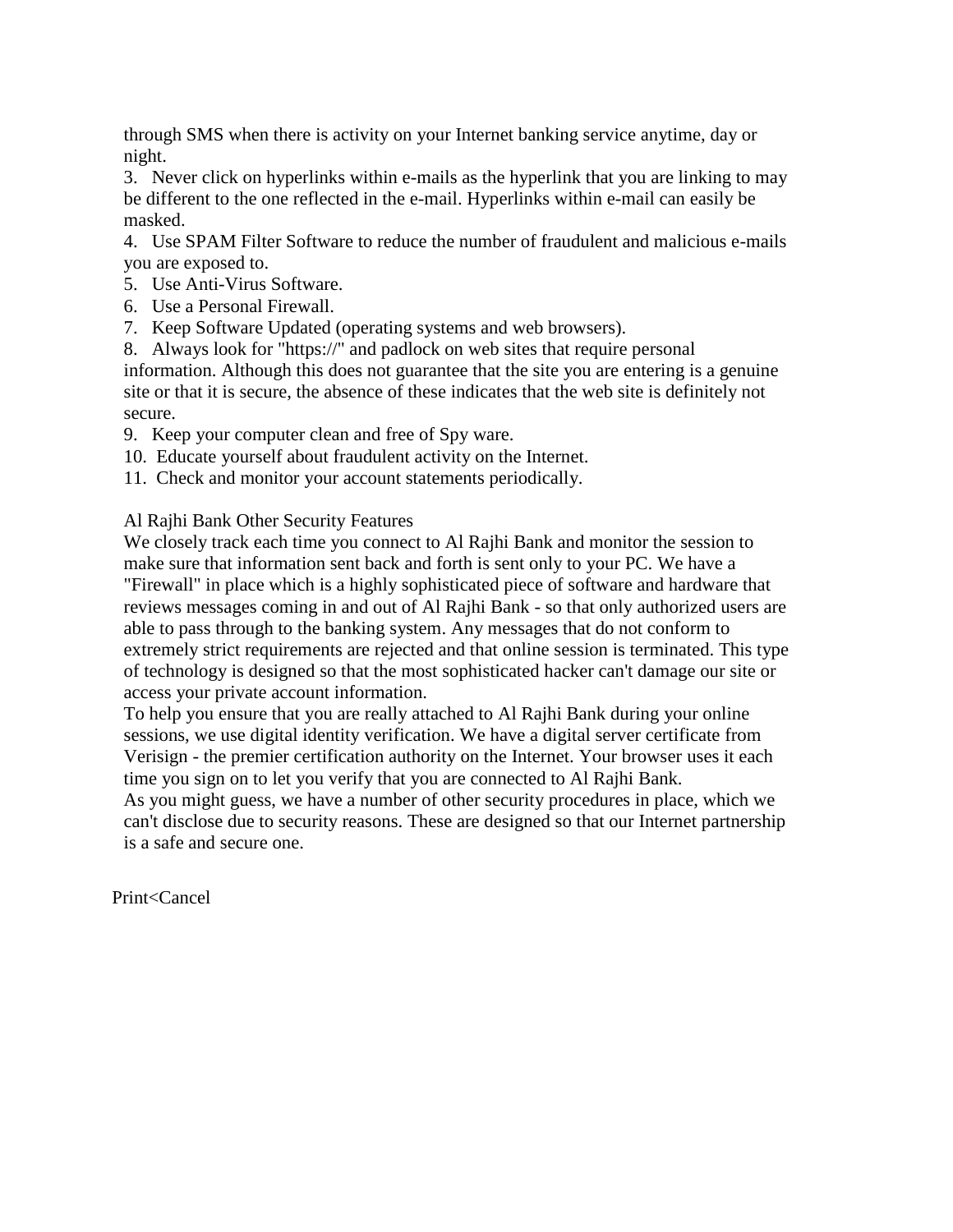through SMS when there is activity on your Internet banking service anytime, day or night.

3. Never click on hyperlinks within e-mails as the hyperlink that you are linking to may be different to the one reflected in the e-mail. Hyperlinks within e-mail can easily be masked.
4. Use SPAM Filter Software to reduce the number of fraudulent and malicious e-mails you are exposed to.
5. Use Anti-Virus Software.
6. Use a Personal Firewall.
7. Keep Software Updated (operating systems and web browsers).
8. Always look for "https://" and padlock on web sites that require personal information. Although this does not guarantee that the site you are entering is a genuine site or that it is secure, the absence of these indicates that the web site is definitely not secure.
9. Keep your computer clean and free of Spy ware.
10. Educate yourself about fraudulent activity on the Internet.
11. Check and monitor your account statements periodically.

Al Rajhi Bank Other Security Features

We closely track each time you connect to Al Rajhi Bank and monitor the session to make sure that information sent back and forth is sent only to your PC. We have a "Firewall" in place which is a highly sophisticated piece of software and hardware that reviews messages coming in and out of Al Rajhi Bank - so that only authorized users are able to pass through to the banking system. Any messages that do not conform to extremely strict requirements are rejected and that online session is terminated. This type of technology is designed so that the most sophisticated hacker can't damage our site or access your private account information.

To help you ensure that you are really attached to Al Rajhi Bank during your online sessions, we use digital identity verification. We have a digital server certificate from Verisign - the premier certification authority on the Internet. Your browser uses it each time you sign on to let you verify that you are connected to Al Rajhi Bank.

As you might guess, we have a number of other security procedures in place, which we can't disclose due to security reasons. These are designed so that our Internet partnership is a safe and secure one.

Print<Cancel